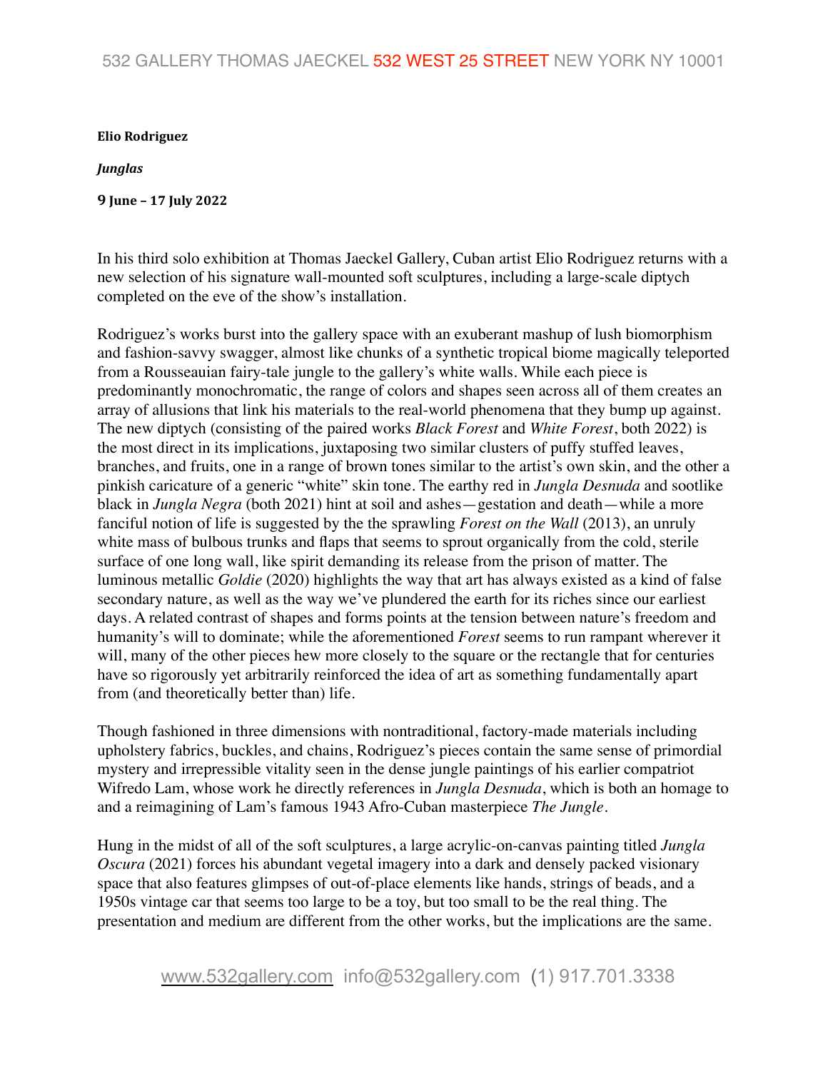**Elio Rodriguez**

***Junglas***

**9 June – 17 July 2022**

In his third solo exhibition at Thomas Jaeckel Gallery, Cuban artist Elio Rodriguez returns with a new selection of his signature wall-mounted soft sculptures, including a large-scale diptych completed on the eve of the show's installation.

Rodriguez's works burst into the gallery space with an exuberant mashup of lush biomorphism and fashion-savvy swagger, almost like chunks of a synthetic tropical biome magically teleported from a Rousseauian fairy-tale jungle to the gallery's white walls. While each piece is predominantly monochromatic, the range of colors and shapes seen across all of them creates an array of allusions that link his materials to the real-world phenomena that they bump up against. The new diptych (consisting of the paired works *Black Forest* and *White Forest*, both 2022) is the most direct in its implications, juxtaposing two similar clusters of puffy stuffed leaves, branches, and fruits, one in a range of brown tones similar to the artist's own skin, and the other a pinkish caricature of a generic "white" skin tone. The earthy red in *Jungla Desnuda* and sootlike black in *Jungla Negra* (both 2021) hint at soil and ashes—gestation and death—while a more fanciful notion of life is suggested by the the sprawling *Forest on the Wall* (2013), an unruly white mass of bulbous trunks and flaps that seems to sprout organically from the cold, sterile surface of one long wall, like spirit demanding its release from the prison of matter. The luminous metallic *Goldie* (2020) highlights the way that art has always existed as a kind of false secondary nature, as well as the way we've plundered the earth for its riches since our earliest days. A related contrast of shapes and forms points at the tension between nature's freedom and humanity's will to dominate; while the aforementioned *Forest* seems to run rampant wherever it will, many of the other pieces hew more closely to the square or the rectangle that for centuries have so rigorously yet arbitrarily reinforced the idea of art as something fundamentally apart from (and theoretically better than) life.

Though fashioned in three dimensions with nontraditional, factory-made materials including upholstery fabrics, buckles, and chains, Rodriguez's pieces contain the same sense of primordial mystery and irrepressible vitality seen in the dense jungle paintings of his earlier compatriot Wifredo Lam, whose work he directly references in *Jungla Desnuda*, which is both an homage to and a reimagining of Lam's famous 1943 Afro-Cuban masterpiece *The Jungle*.

Hung in the midst of all of the soft sculptures, a large acrylic-on-canvas painting titled *Jungla Oscura* (2021) forces his abundant vegetal imagery into a dark and densely packed visionary space that also features glimpses of out-of-place elements like hands, strings of beads, and a 1950s vintage car that seems too large to be a toy, but too small to be the real thing. The presentation and medium are different from the other works, but the implications are the same.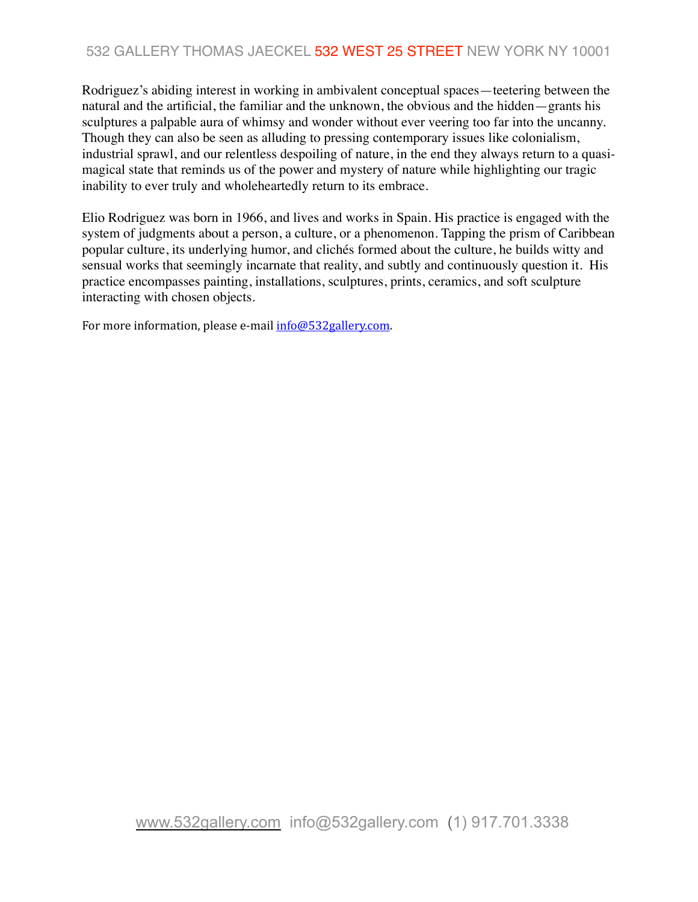Rodriguez's abiding interest in working in ambivalent conceptual spaces—teetering between the natural and the artificial, the familiar and the unknown, the obvious and the hidden—grants his sculptures a palpable aura of whimsy and wonder without ever veering too far into the uncanny. Though they can also be seen as alluding to pressing contemporary issues like colonialism, industrial sprawl, and our relentless despoiling of nature, in the end they always return to a quasi-magical state that reminds us of the power and mystery of nature while highlighting our tragic inability to ever truly and wholeheartedly return to its embrace.

Elio Rodriguez was born in 1966, and lives and works in Spain. His practice is engaged with the system of judgments about a person, a culture, or a phenomenon. Tapping the prism of Caribbean popular culture, its underlying humor, and clichés formed about the culture, he builds witty and sensual works that seemingly incarnate that reality, and subtly and continuously question it. His practice encompasses painting, installations, sculptures, prints, ceramics, and soft sculpture interacting with chosen objects.

For more information, please e-mail info@532gallery.com.